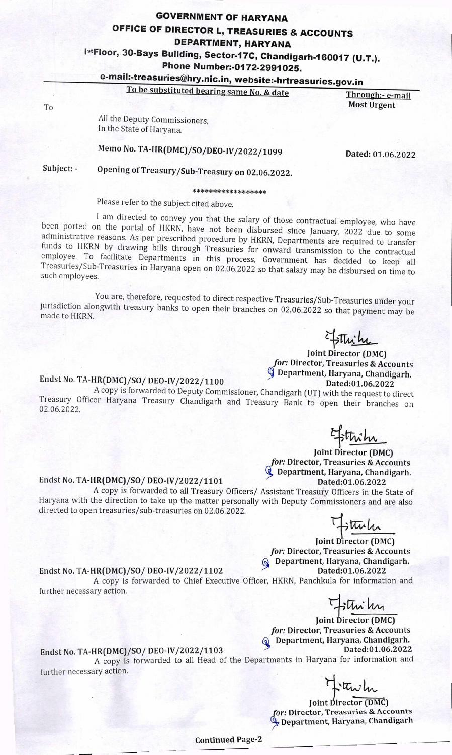# GOVERNMENT OF HARYANA
## OFFICE OF DIRECTOR L, TREASURIES & ACCOUNTS DEPARTMENT, HARYANA

**Ist Floor, 30-Bays Building, Sector-17C, Chandigarh-160017 (U.T.).**
**Phone Number:-0172-2991025.**
**e-mail:-treasuries@hry.nic.in, website:-hrtreasuries.gov.in**

**To be substituted bearing same No. & date**

**Through:- e-mail**
**Most Urgent**

To

All the Deputy Commissioners,
In the State of Haryana.

**Memo No. TA-HR(DMC)/SO/DEO-IV/2022/1099** **Dated: 01.06.2022**

**Subject: - Opening of Treasury/Sub-Treasury on 02.06.2022.**

\*\*\*\*\*\*\*\*\*\*\*\*\*\*\*\*\*\*

Please refer to the subject cited above.

I am directed to convey you that the salary of those contractual employee, who have been ported on the portal of HKRN, have not been disbursed since January, 2022 due to some administrative reasons. As per prescribed procedure by HKRN, Departments are required to transfer funds to HKRN by drawing bills through Treasuries for onward transmission to the contractual employee. To facilitate Departments in this process, Government has decided to keep all Treasuries/Sub-Treasuries in Haryana open on 02.06.2022 so that salary may be disbursed on time to such employees.

You are, therefore, requested to direct respective Treasuries/Sub-Treasuries under your jurisdiction alongwith treasury banks to open their branches on 02.06.2022 so that payment may be made to HKRN.

**Joint Director (DMC)**
***for:* Director, Treasuries & Accounts Department, Haryana, Chandigarh.**

**Endst No. TA-HR(DMC)/SO/ DEO-IV/2022/1100** **Dated:01.06.2022**

A copy is forwarded to Deputy Commissioner, Chandigarh (UT) with the request to direct Treasury Officer Haryana Treasury Chandigarh and Treasury Bank to open their branches on 02.06.2022.

**Joint Director (DMC)**
***for:* Director, Treasuries & Accounts Department, Haryana, Chandigarh.**

**Endst No. TA-HR(DMC)/SO/ DEO-IV/2022/1101** **Dated:01.06.2022**

A copy is forwarded to all Treasury Officers/ Assistant Treasury Officers in the State of Haryana with the direction to take up the matter personally with Deputy Commissioners and are also directed to open treasuries/sub-treasuries on 02.06.2022.

**Joint Director (DMC)**
***for:* Director, Treasuries & Accounts Department, Haryana, Chandigarh.**

**Endst No. TA-HR(DMC)/SO/ DEO-IV/2022/1102** **Dated:01.06.2022**

A copy is forwarded to Chief Executive Officer, HKRN, Panchkula for information and further necessary action.

**Joint Director (DMC)**
***for:* Director, Treasuries & Accounts Department, Haryana, Chandigarh.**

**Endst No. TA-HR(DMC)/SO/ DEO-IV/2022/1103** **Dated:01.06.2022**

A copy is forwarded to all Head of the Departments in Haryana for information and further necessary action.

**Joint Director (DMC)**
***for:* Director, Treasuries & Accounts Department, Haryana, Chandigarh**

**Continued Page-2**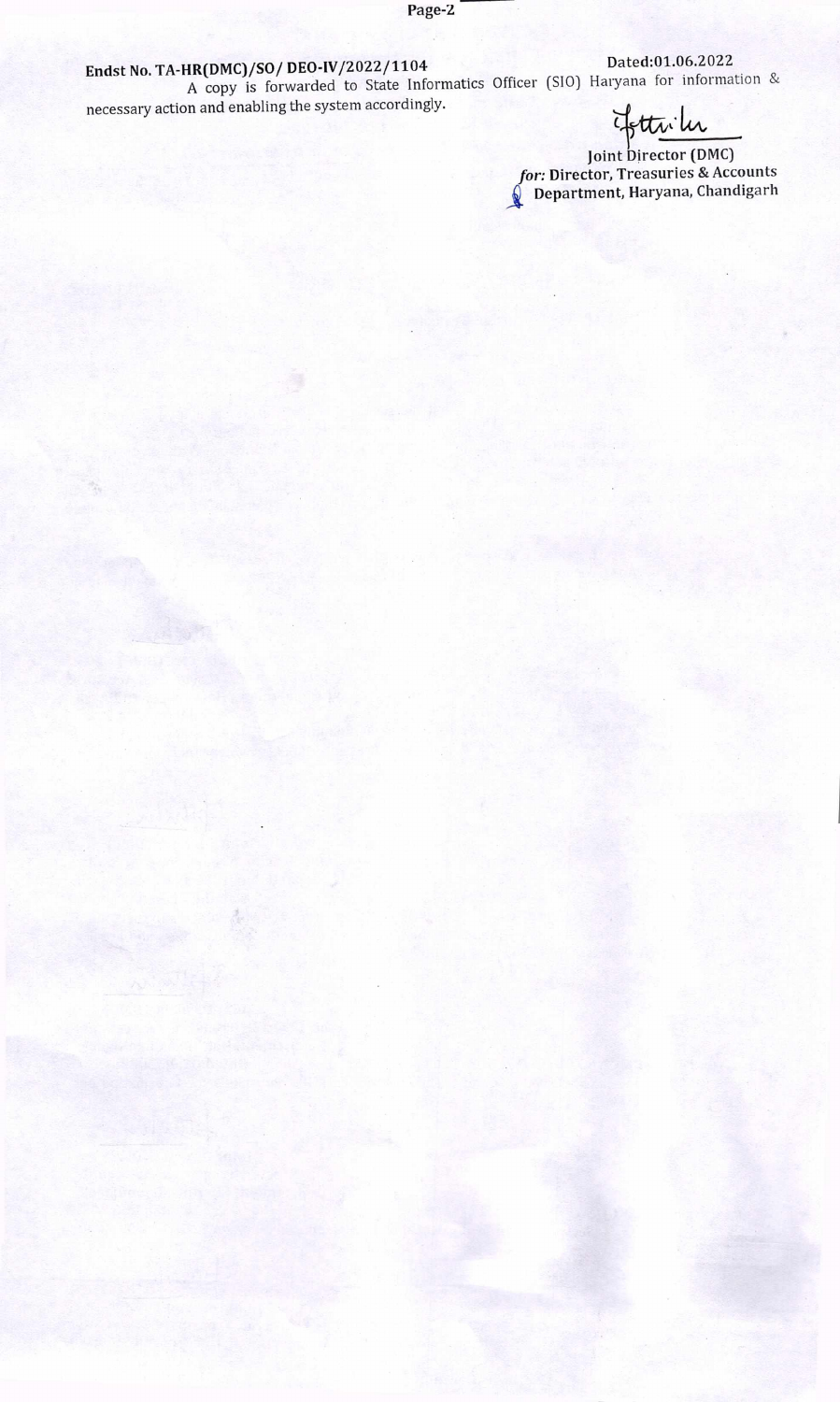**Endst No. TA-HR(DMC)/SO/ DEO-IV/2022/1104** **Dated:01.06.2022**

A copy is forwarded to State Informatics Officer (SIO) Haryana for information & necessary action and enabling the system accordingly.

**Joint Director (DMC)**
***for:* Director, Treasuries & Accounts Department, Haryana, Chandigarh**